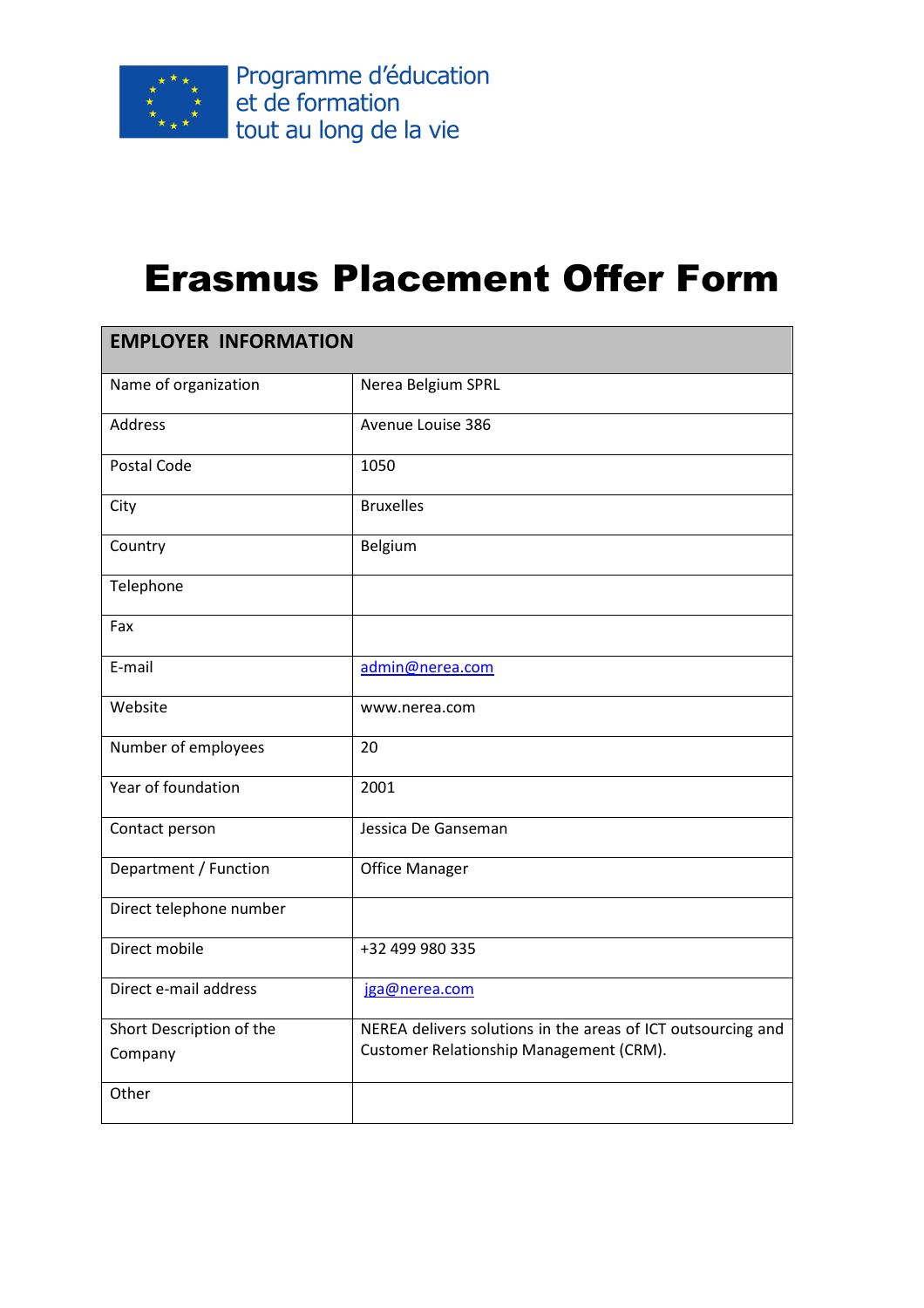Programme d'éducation
et de formation
tout au long de la vie

# Erasmus Placement Offer Form

| EMPLOYER INFORMATION | |
|---|---|
| Name of organization | Nerea Belgium SPRL |
| Address | Avenue Louise 386 |
| Postal Code | 1050 |
| City | Bruxelles |
| Country | Belgium |
| Telephone | |
| Fax | |
| E-mail | admin@nerea.com |
| Website | www.nerea.com |
| Number of employees | 20 |
| Year of foundation | 2001 |
| Contact person | Jessica De Ganseman |
| Department / Function | Office Manager |
| Direct telephone number | |
| Direct mobile | +32 499 980 335 |
| Direct e-mail address | jga@nerea.com |
| Short Description of the Company | NEREA delivers solutions in the areas of ICT outsourcing and Customer Relationship Management (CRM). |
| Other | |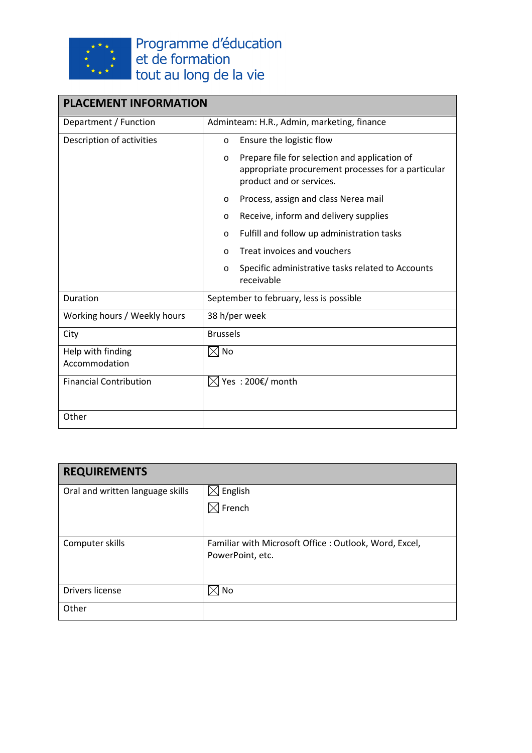Programme d'éducation et de formation tout au long de la vie

| PLACEMENT INFORMATION | |
|---|---|
| Department / Function | Adminteam: H.R., Admin, marketing, finance |
| Description of activities | o Ensure the logistic flow<br>o Prepare file for selection and application of appropriate procurement processes for a particular product and or services.<br>o Process, assign and class Nerea mail<br>o Receive, inform and delivery supplies<br>o Fulfill and follow up administration tasks<br>o Treat invoices and vouchers<br>o Specific administrative tasks related to Accounts receivable |
| Duration | September to february, less is possible |
| Working hours / Weekly hours | 38 h/per week |
| City | Brussels |
| Help with finding Accommodation | ☒ No |
| Financial Contribution | ☒ Yes : 200€/ month |
| Other | |

| REQUIREMENTS | |
|---|---|
| Oral and written language skills | ☒ English<br>☒ French |
| Computer skills | Familiar with Microsoft Office : Outlook, Word, Excel, PowerPoint, etc. |
| Drivers license | ☒ No |
| Other | |